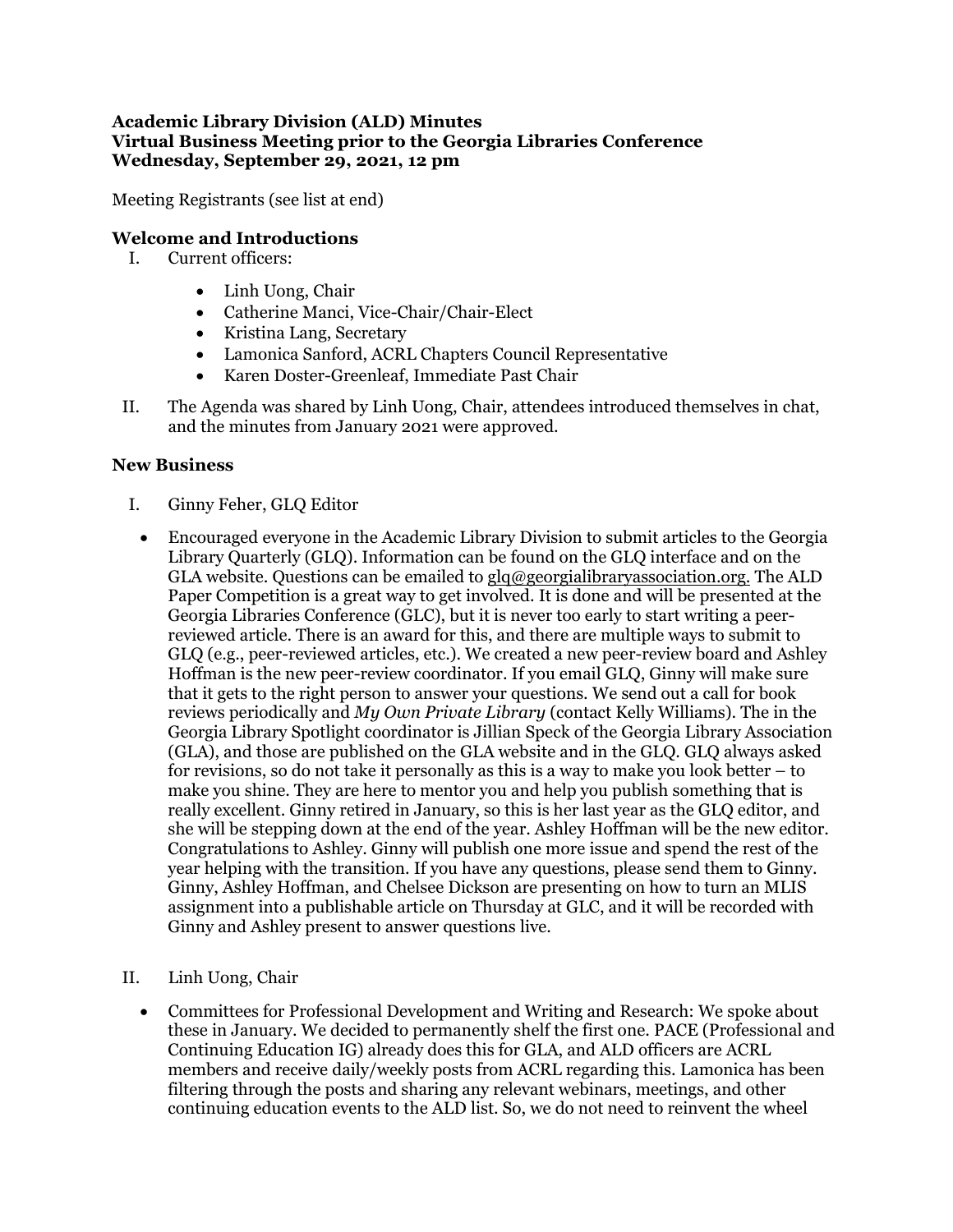**Academic Library Division (ALD) Minutes**
**Virtual Business Meeting prior to the Georgia Libraries Conference**
**Wednesday, September 29, 2021, 12 pm**

Meeting Registrants (see list at end)

## Welcome and Introductions

I. Current officers:

- Linh Uong, Chair
- Catherine Manci, Vice-Chair/Chair-Elect
- Kristina Lang, Secretary
- Lamonica Sanford, ACRL Chapters Council Representative
- Karen Doster-Greenleaf, Immediate Past Chair

II. The Agenda was shared by Linh Uong, Chair, attendees introduced themselves in chat, and the minutes from January 2021 were approved.

## New Business

I. Ginny Feher, GLQ Editor

- Encouraged everyone in the Academic Library Division to submit articles to the Georgia Library Quarterly (GLQ). Information can be found on the GLQ interface and on the GLA website. Questions can be emailed to glq@georgialibraryassociation.org. The ALD Paper Competition is a great way to get involved. It is done and will be presented at the Georgia Libraries Conference (GLC), but it is never too early to start writing a peer-reviewed article. There is an award for this, and there are multiple ways to submit to GLQ (e.g., peer-reviewed articles, etc.). We created a new peer-review board and Ashley Hoffman is the new peer-review coordinator. If you email GLQ, Ginny will make sure that it gets to the right person to answer your questions. We send out a call for book reviews periodically and *My Own Private Library* (contact Kelly Williams). The in the Georgia Library Spotlight coordinator is Jillian Speck of the Georgia Library Association (GLA), and those are published on the GLA website and in the GLQ. GLQ always asked for revisions, so do not take it personally as this is a way to make you look better – to make you shine. They are here to mentor you and help you publish something that is really excellent. Ginny retired in January, so this is her last year as the GLQ editor, and she will be stepping down at the end of the year. Ashley Hoffman will be the new editor. Congratulations to Ashley. Ginny will publish one more issue and spend the rest of the year helping with the transition. If you have any questions, please send them to Ginny. Ginny, Ashley Hoffman, and Chelsee Dickson are presenting on how to turn an MLIS assignment into a publishable article on Thursday at GLC, and it will be recorded with Ginny and Ashley present to answer questions live.

II. Linh Uong, Chair

- Committees for Professional Development and Writing and Research: We spoke about these in January. We decided to permanently shelf the first one. PACE (Professional and Continuing Education IG) already does this for GLA, and ALD officers are ACRL members and receive daily/weekly posts from ACRL regarding this. Lamonica has been filtering through the posts and sharing any relevant webinars, meetings, and other continuing education events to the ALD list. So, we do not need to reinvent the wheel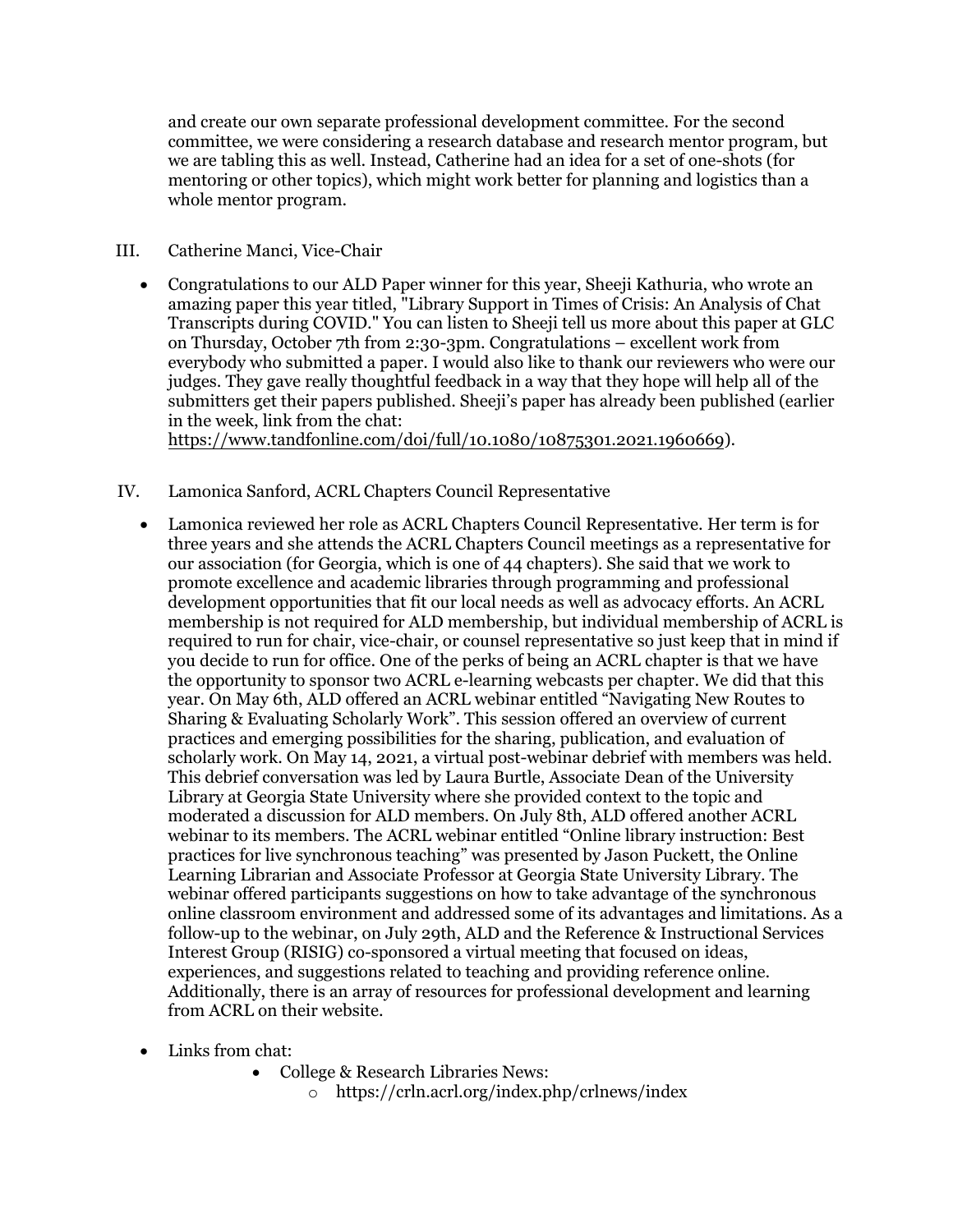and create our own separate professional development committee. For the second committee, we were considering a research database and research mentor program, but we are tabling this as well. Instead, Catherine had an idea for a set of one-shots (for mentoring or other topics), which might work better for planning and logistics than a whole mentor program.

III. Catherine Manci, Vice-Chair

- Congratulations to our ALD Paper winner for this year, Sheeji Kathuria, who wrote an amazing paper this year titled, "Library Support in Times of Crisis: An Analysis of Chat Transcripts during COVID." You can listen to Sheeji tell us more about this paper at GLC on Thursday, October 7th from 2:30-3pm. Congratulations – excellent work from everybody who submitted a paper. I would also like to thank our reviewers who were our judges. They gave really thoughtful feedback in a way that they hope will help all of the submitters get their papers published. Sheeji's paper has already been published (earlier in the week, link from the chat: https://www.tandfonline.com/doi/full/10.1080/10875301.2021.1960669).

IV. Lamonica Sanford, ACRL Chapters Council Representative

- Lamonica reviewed her role as ACRL Chapters Council Representative. Her term is for three years and she attends the ACRL Chapters Council meetings as a representative for our association (for Georgia, which is one of 44 chapters). She said that we work to promote excellence and academic libraries through programming and professional development opportunities that fit our local needs as well as advocacy efforts. An ACRL membership is not required for ALD membership, but individual membership of ACRL is required to run for chair, vice-chair, or counsel representative so just keep that in mind if you decide to run for office. One of the perks of being an ACRL chapter is that we have the opportunity to sponsor two ACRL e-learning webcasts per chapter. We did that this year. On May 6th, ALD offered an ACRL webinar entitled "Navigating New Routes to Sharing & Evaluating Scholarly Work". This session offered an overview of current practices and emerging possibilities for the sharing, publication, and evaluation of scholarly work. On May 14, 2021, a virtual post-webinar debrief with members was held. This debrief conversation was led by Laura Burtle, Associate Dean of the University Library at Georgia State University where she provided context to the topic and moderated a discussion for ALD members. On July 8th, ALD offered another ACRL webinar to its members. The ACRL webinar entitled "Online library instruction: Best practices for live synchronous teaching" was presented by Jason Puckett, the Online Learning Librarian and Associate Professor at Georgia State University Library. The webinar offered participants suggestions on how to take advantage of the synchronous online classroom environment and addressed some of its advantages and limitations. As a follow-up to the webinar, on July 29th, ALD and the Reference & Instructional Services Interest Group (RISIG) co-sponsored a virtual meeting that focused on ideas, experiences, and suggestions related to teaching and providing reference online. Additionally, there is an array of resources for professional development and learning from ACRL on their website.

- Links from chat:
    - College & Research Libraries News:
        - https://crln.acrl.org/index.php/crlnews/index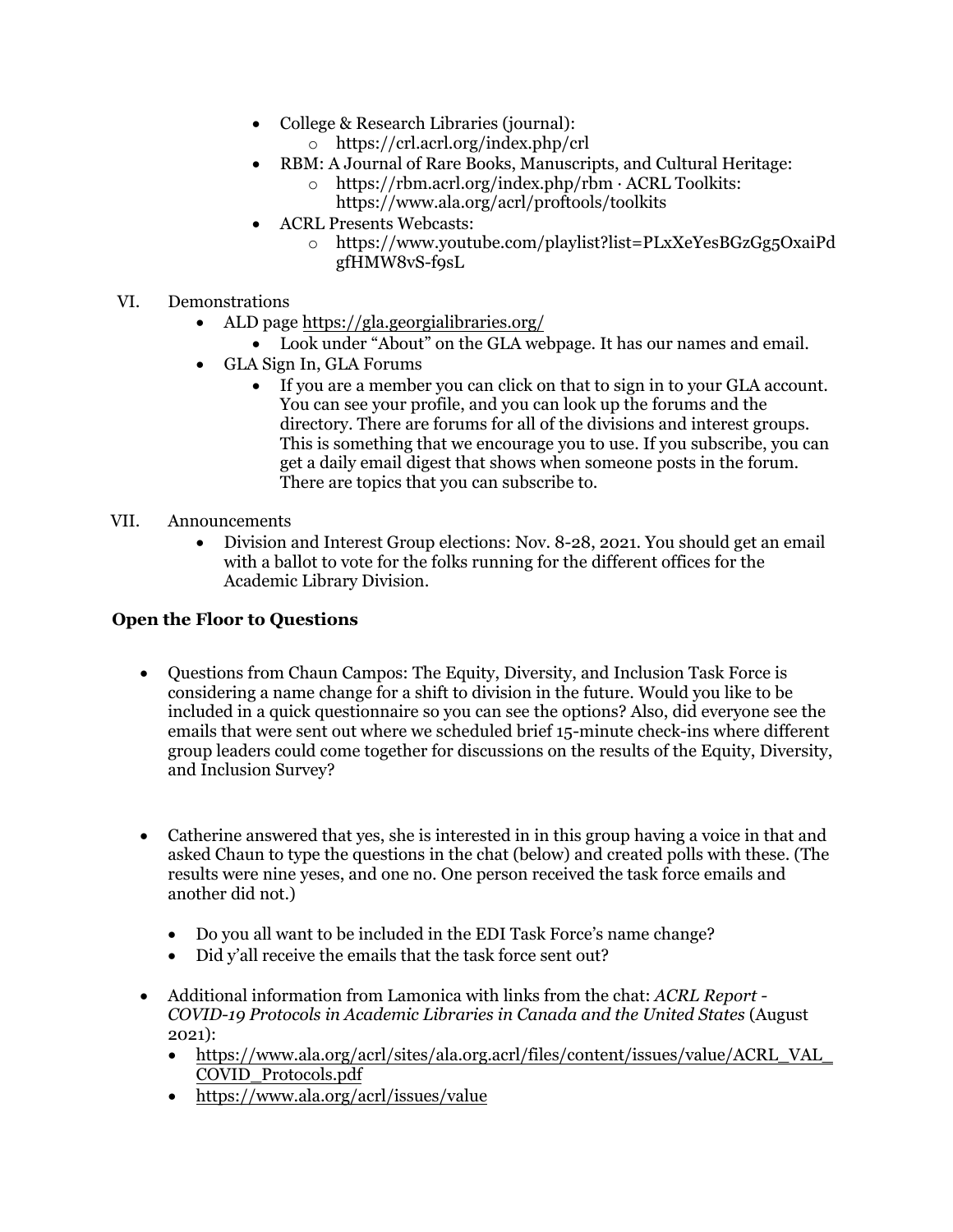- College & Research Libraries (journal):
    - https://crl.acrl.org/index.php/crl
- RBM: A Journal of Rare Books, Manuscripts, and Cultural Heritage:
    - https://rbm.acrl.org/index.php/rbm · ACRL Toolkits: https://www.ala.org/acrl/proftools/toolkits
- ACRL Presents Webcasts:
    - https://www.youtube.com/playlist?list=PLxXeYesBGzGg5OxaiPdgfHMW8vS-f9sL

VI. Demonstrations

- ALD page https://gla.georgialibraries.org/
    - Look under "About" on the GLA webpage. It has our names and email.
- GLA Sign In, GLA Forums
    - If you are a member you can click on that to sign in to your GLA account. You can see your profile, and you can look up the forums and the directory. There are forums for all of the divisions and interest groups. This is something that we encourage you to use. If you subscribe, you can get a daily email digest that shows when someone posts in the forum. There are topics that you can subscribe to.

VII. Announcements

- Division and Interest Group elections: Nov. 8-28, 2021. You should get an email with a ballot to vote for the folks running for the different offices for the Academic Library Division.

**Open the Floor to Questions**

- Questions from Chaun Campos: The Equity, Diversity, and Inclusion Task Force is considering a name change for a shift to division in the future. Would you like to be included in a quick questionnaire so you can see the options? Also, did everyone see the emails that were sent out where we scheduled brief 15-minute check-ins where different group leaders could come together for discussions on the results of the Equity, Diversity, and Inclusion Survey?

- Catherine answered that yes, she is interested in in this group having a voice in that and asked Chaun to type the questions in the chat (below) and created polls with these. (The results were nine yeses, and one no. One person received the task force emails and another did not.)
    - Do you all want to be included in the EDI Task Force's name change?
    - Did y'all receive the emails that the task force sent out?

- Additional information from Lamonica with links from the chat: *ACRL Report - COVID-19 Protocols in Academic Libraries in Canada and the United States* (August 2021):
    - https://www.ala.org/acrl/sites/ala.org.acrl/files/content/issues/value/ACRL_VAL_COVID_Protocols.pdf
    - https://www.ala.org/acrl/issues/value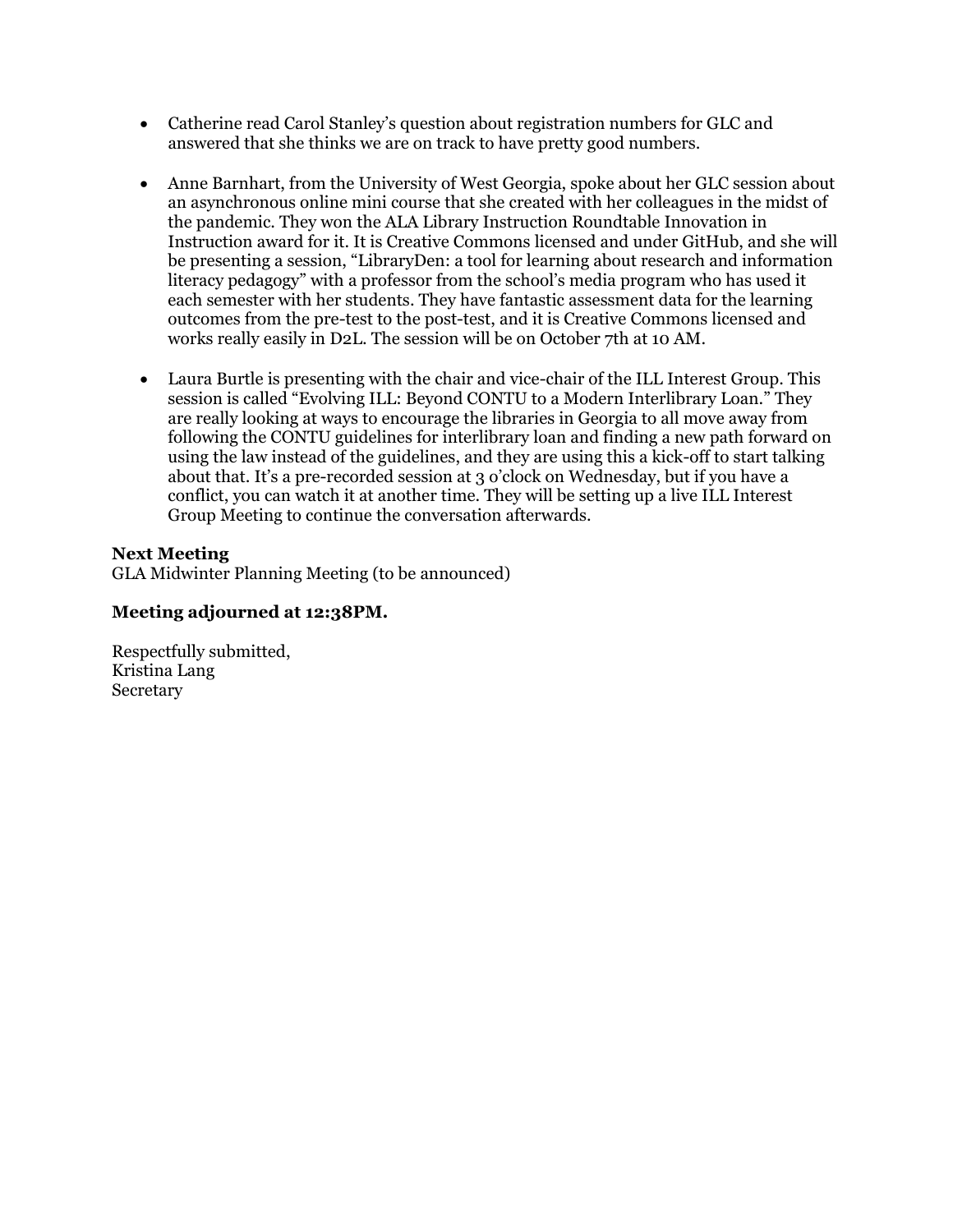- Catherine read Carol Stanley's question about registration numbers for GLC and answered that she thinks we are on track to have pretty good numbers.

- Anne Barnhart, from the University of West Georgia, spoke about her GLC session about an asynchronous online mini course that she created with her colleagues in the midst of the pandemic. They won the ALA Library Instruction Roundtable Innovation in Instruction award for it. It is Creative Commons licensed and under GitHub, and she will be presenting a session, "LibraryDen: a tool for learning about research and information literacy pedagogy" with a professor from the school's media program who has used it each semester with her students. They have fantastic assessment data for the learning outcomes from the pre-test to the post-test, and it is Creative Commons licensed and works really easily in D2L. The session will be on October 7th at 10 AM.

- Laura Burtle is presenting with the chair and vice-chair of the ILL Interest Group. This session is called "Evolving ILL: Beyond CONTU to a Modern Interlibrary Loan." They are really looking at ways to encourage the libraries in Georgia to all move away from following the CONTU guidelines for interlibrary loan and finding a new path forward on using the law instead of the guidelines, and they are using this a kick-off to start talking about that. It's a pre-recorded session at 3 o'clock on Wednesday, but if you have a conflict, you can watch it at another time. They will be setting up a live ILL Interest Group Meeting to continue the conversation afterwards.

**Next Meeting**
GLA Midwinter Planning Meeting (to be announced)

**Meeting adjourned at 12:38PM.**

Respectfully submitted,
Kristina Lang
Secretary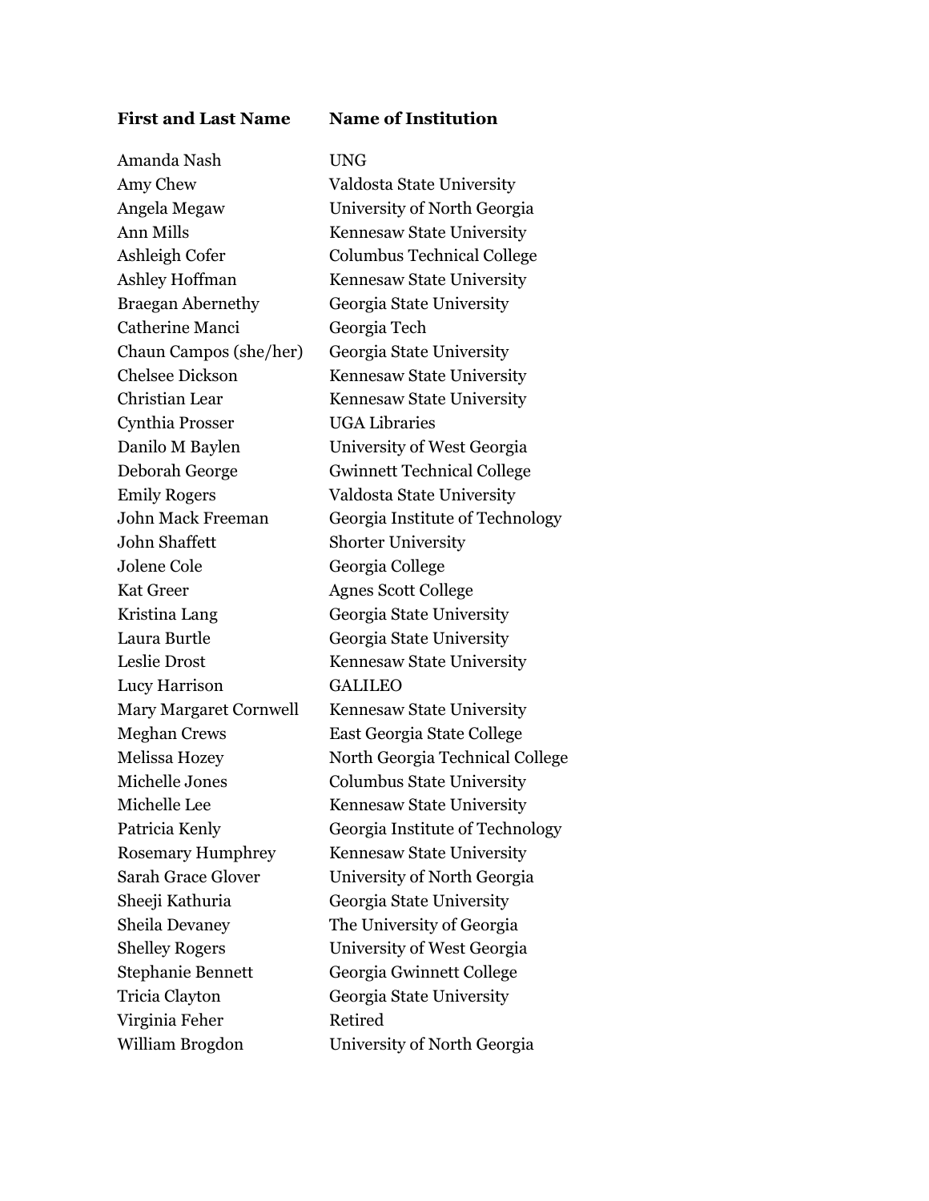| First and Last Name | Name of Institution |
| --- | --- |
| Amanda Nash | UNG |
| Amy Chew | Valdosta State University |
| Angela Megaw | University of North Georgia |
| Ann Mills | Kennesaw State University |
| Ashleigh Cofer | Columbus Technical College |
| Ashley Hoffman | Kennesaw State University |
| Braegan Abernethy | Georgia State University |
| Catherine Manci | Georgia Tech |
| Chaun Campos (she/her) | Georgia State University |
| Chelsee Dickson | Kennesaw State University |
| Christian Lear | Kennesaw State University |
| Cynthia Prosser | UGA Libraries |
| Danilo M Baylen | University of West Georgia |
| Deborah George | Gwinnett Technical College |
| Emily Rogers | Valdosta State University |
| John Mack Freeman | Georgia Institute of Technology |
| John Shaffett | Shorter University |
| Jolene Cole | Georgia College |
| Kat Greer | Agnes Scott College |
| Kristina Lang | Georgia State University |
| Laura Burtle | Georgia State University |
| Leslie Drost | Kennesaw State University |
| Lucy Harrison | GALILEO |
| Mary Margaret Cornwell | Kennesaw State University |
| Meghan Crews | East Georgia State College |
| Melissa Hozey | North Georgia Technical College |
| Michelle Jones | Columbus State University |
| Michelle Lee | Kennesaw State University |
| Patricia Kenly | Georgia Institute of Technology |
| Rosemary Humphrey | Kennesaw State University |
| Sarah Grace Glover | University of North Georgia |
| Sheeji Kathuria | Georgia State University |
| Sheila Devaney | The University of Georgia |
| Shelley Rogers | University of West Georgia |
| Stephanie Bennett | Georgia Gwinnett College |
| Tricia Clayton | Georgia State University |
| Virginia Feher | Retired |
| William Brogdon | University of North Georgia |